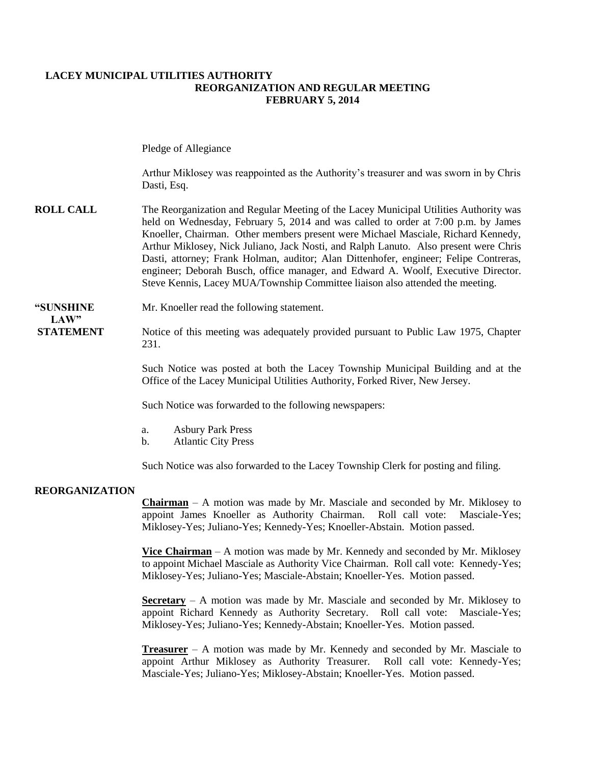# LACEY MUNICIPAL UTILITIES AUTHORITY
## REORGANIZATION AND REGULAR MEETING
## FEBRUARY 5, 2014

Pledge of Allegiance

Arthur Miklosey was reappointed as the Authority's treasurer and was sworn in by Chris Dasti, Esq.

**ROLL CALL**

The Reorganization and Regular Meeting of the Lacey Municipal Utilities Authority was held on Wednesday, February 5, 2014 and was called to order at 7:00 p.m. by James Knoeller, Chairman. Other members present were Michael Masciale, Richard Kennedy, Arthur Miklosey, Nick Juliano, Jack Nosti, and Ralph Lanuto. Also present were Chris Dasti, attorney; Frank Holman, auditor; Alan Dittenhofer, engineer; Felipe Contreras, engineer; Deborah Busch, office manager, and Edward A. Woolf, Executive Director. Steve Kennis, Lacey MUA/Township Committee liaison also attended the meeting.

**"SUNSHINE LAW" STATEMENT**

Mr. Knoeller read the following statement.

Notice of this meeting was adequately provided pursuant to Public Law 1975, Chapter 231.

Such Notice was posted at both the Lacey Township Municipal Building and at the Office of the Lacey Municipal Utilities Authority, Forked River, New Jersey.

Such Notice was forwarded to the following newspapers:

a. Asbury Park Press
b. Atlantic City Press

Such Notice was also forwarded to the Lacey Township Clerk for posting and filing.

**REORGANIZATION**

**Chairman** – A motion was made by Mr. Masciale and seconded by Mr. Miklosey to appoint James Knoeller as Authority Chairman. Roll call vote: Masciale-Yes; Miklosey-Yes; Juliano-Yes; Kennedy-Yes; Knoeller-Abstain. Motion passed.

**Vice Chairman** – A motion was made by Mr. Kennedy and seconded by Mr. Miklosey to appoint Michael Masciale as Authority Vice Chairman. Roll call vote: Kennedy-Yes; Miklosey-Yes; Juliano-Yes; Masciale-Abstain; Knoeller-Yes. Motion passed.

**Secretary** – A motion was made by Mr. Masciale and seconded by Mr. Miklosey to appoint Richard Kennedy as Authority Secretary. Roll call vote: Masciale-Yes; Miklosey-Yes; Juliano-Yes; Kennedy-Abstain; Knoeller-Yes. Motion passed.

**Treasurer** – A motion was made by Mr. Kennedy and seconded by Mr. Masciale to appoint Arthur Miklosey as Authority Treasurer. Roll call vote: Kennedy-Yes; Masciale-Yes; Juliano-Yes; Miklosey-Abstain; Knoeller-Yes. Motion passed.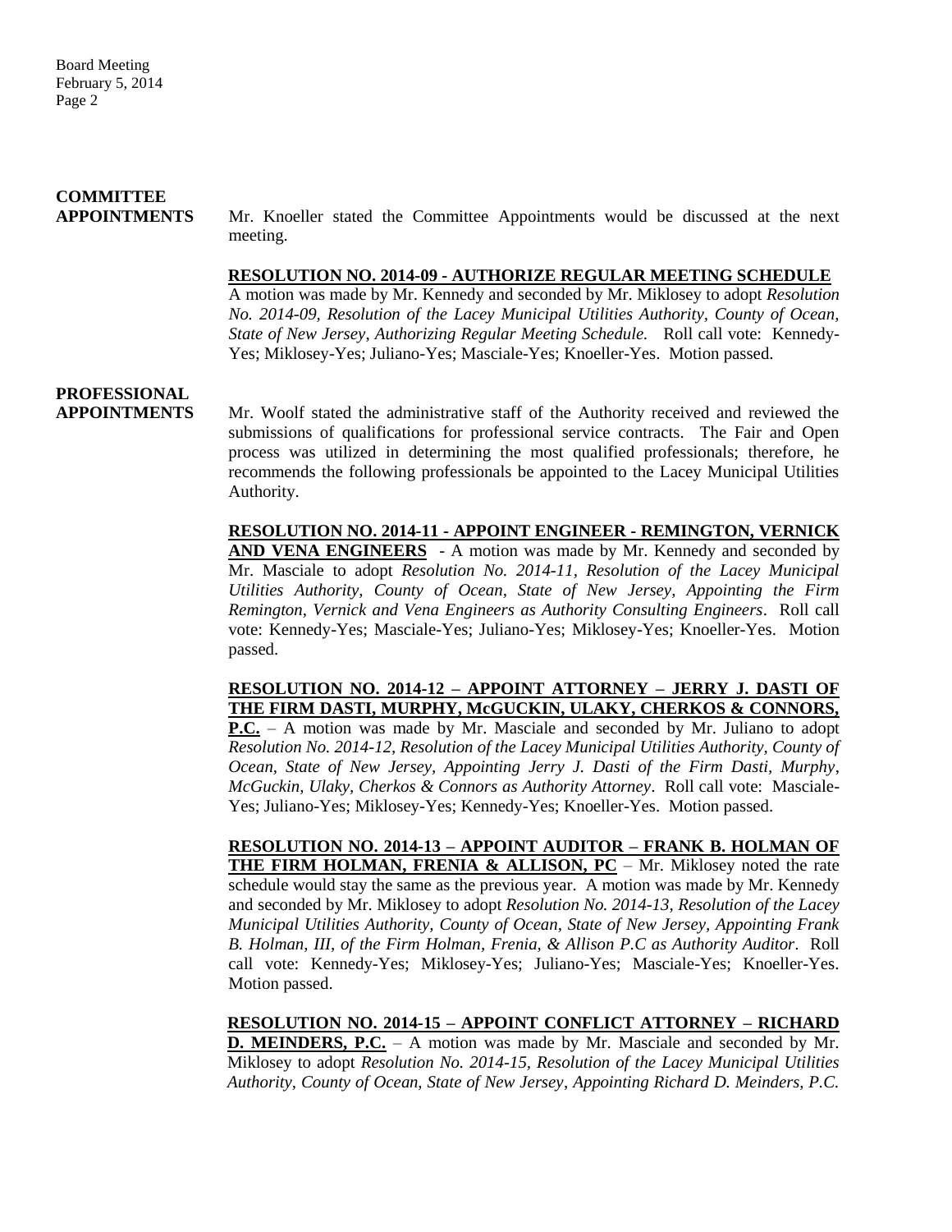**COMMITTEE APPOINTMENTS**

Mr. Knoeller stated the Committee Appointments would be discussed at the next meeting.

**RESOLUTION NO. 2014-09 - AUTHORIZE REGULAR MEETING SCHEDULE**

A motion was made by Mr. Kennedy and seconded by Mr. Miklosey to adopt *Resolution No. 2014-09, Resolution of the Lacey Municipal Utilities Authority, County of Ocean, State of New Jersey, Authorizing Regular Meeting Schedule.* Roll call vote: Kennedy-Yes; Miklosey-Yes; Juliano-Yes; Masciale-Yes; Knoeller-Yes. Motion passed.

**PROFESSIONAL APPOINTMENTS**

Mr. Woolf stated the administrative staff of the Authority received and reviewed the submissions of qualifications for professional service contracts. The Fair and Open process was utilized in determining the most qualified professionals; therefore, he recommends the following professionals be appointed to the Lacey Municipal Utilities Authority.

**RESOLUTION NO. 2014-11 - APPOINT ENGINEER - REMINGTON, VERNICK AND VENA ENGINEERS** - A motion was made by Mr. Kennedy and seconded by Mr. Masciale to adopt *Resolution No. 2014-11, Resolution of the Lacey Municipal Utilities Authority, County of Ocean, State of New Jersey, Appointing the Firm Remington, Vernick and Vena Engineers as Authority Consulting Engineers*. Roll call vote: Kennedy-Yes; Masciale-Yes; Juliano-Yes; Miklosey-Yes; Knoeller-Yes. Motion passed.

**RESOLUTION NO. 2014-12 – APPOINT ATTORNEY – JERRY J. DASTI OF THE FIRM DASTI, MURPHY, McGUCKIN, ULAKY, CHERKOS & CONNORS, P.C.** – A motion was made by Mr. Masciale and seconded by Mr. Juliano to adopt *Resolution No. 2014-12, Resolution of the Lacey Municipal Utilities Authority, County of Ocean, State of New Jersey, Appointing Jerry J. Dasti of the Firm Dasti, Murphy, McGuckin, Ulaky, Cherkos & Connors as Authority Attorney*. Roll call vote: Masciale-Yes; Juliano-Yes; Miklosey-Yes; Kennedy-Yes; Knoeller-Yes. Motion passed.

**RESOLUTION NO. 2014-13 – APPOINT AUDITOR – FRANK B. HOLMAN OF THE FIRM HOLMAN, FRENIA & ALLISON, PC** – Mr. Miklosey noted the rate schedule would stay the same as the previous year. A motion was made by Mr. Kennedy and seconded by Mr. Miklosey to adopt *Resolution No. 2014-13, Resolution of the Lacey Municipal Utilities Authority, County of Ocean, State of New Jersey, Appointing Frank B. Holman, III, of the Firm Holman, Frenia, & Allison P.C as Authority Auditor*. Roll call vote: Kennedy-Yes; Miklosey-Yes; Juliano-Yes; Masciale-Yes; Knoeller-Yes. Motion passed.

**RESOLUTION NO. 2014-15 – APPOINT CONFLICT ATTORNEY – RICHARD D. MEINDERS, P.C.** – A motion was made by Mr. Masciale and seconded by Mr. Miklosey to adopt *Resolution No. 2014-15, Resolution of the Lacey Municipal Utilities Authority, County of Ocean, State of New Jersey, Appointing Richard D. Meinders, P.C.*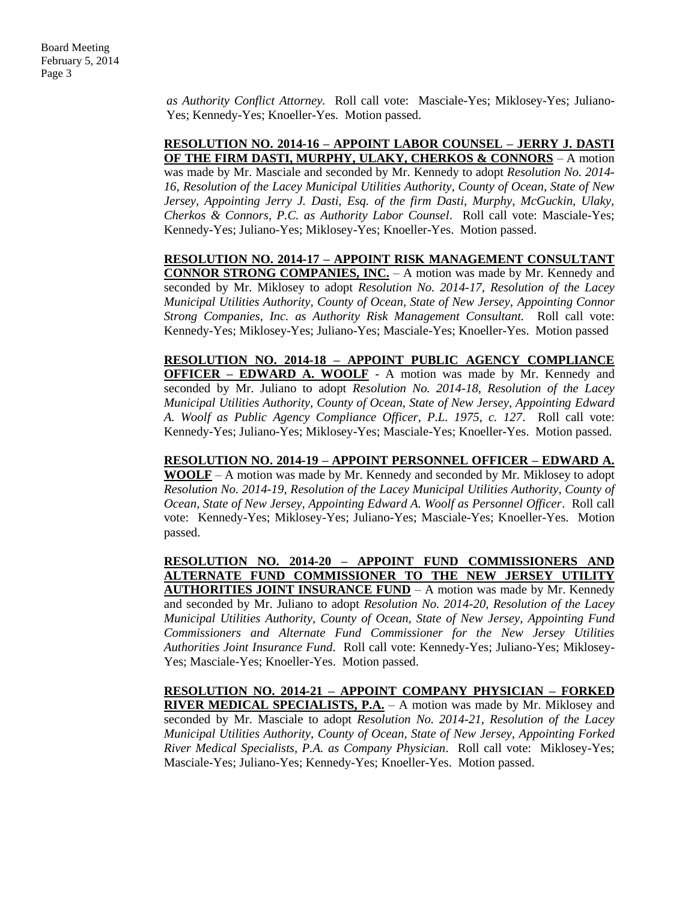*as Authority Conflict Attorney.* Roll call vote: Masciale-Yes; Miklosey-Yes; Juliano-Yes; Kennedy-Yes; Knoeller-Yes. Motion passed.

**RESOLUTION NO. 2014-16 – APPOINT LABOR COUNSEL – JERRY J. DASTI OF THE FIRM DASTI, MURPHY, ULAKY, CHERKOS & CONNORS** – A motion was made by Mr. Masciale and seconded by Mr. Kennedy to adopt *Resolution No. 2014-16, Resolution of the Lacey Municipal Utilities Authority, County of Ocean, State of New Jersey, Appointing Jerry J. Dasti, Esq. of the firm Dasti, Murphy, McGuckin, Ulaky, Cherkos & Connors, P.C. as Authority Labor Counsel*. Roll call vote: Masciale-Yes; Kennedy-Yes; Juliano-Yes; Miklosey-Yes; Knoeller-Yes. Motion passed.

**RESOLUTION NO. 2014-17 – APPOINT RISK MANAGEMENT CONSULTANT CONNOR STRONG COMPANIES, INC.** – A motion was made by Mr. Kennedy and seconded by Mr. Miklosey to adopt *Resolution No. 2014-17, Resolution of the Lacey Municipal Utilities Authority, County of Ocean, State of New Jersey, Appointing Connor Strong Companies, Inc. as Authority Risk Management Consultant.* Roll call vote: Kennedy-Yes; Miklosey-Yes; Juliano-Yes; Masciale-Yes; Knoeller-Yes. Motion passed

**RESOLUTION NO. 2014-18 – APPOINT PUBLIC AGENCY COMPLIANCE OFFICER – EDWARD A. WOOLF** - A motion was made by Mr. Kennedy and seconded by Mr. Juliano to adopt *Resolution No. 2014-18, Resolution of the Lacey Municipal Utilities Authority, County of Ocean, State of New Jersey, Appointing Edward A. Woolf as Public Agency Compliance Officer, P.L. 1975, c. 127*. Roll call vote: Kennedy-Yes; Juliano-Yes; Miklosey-Yes; Masciale-Yes; Knoeller-Yes. Motion passed.

**RESOLUTION NO. 2014-19 – APPOINT PERSONNEL OFFICER – EDWARD A. WOOLF** – A motion was made by Mr. Kennedy and seconded by Mr. Miklosey to adopt *Resolution No. 2014-19, Resolution of the Lacey Municipal Utilities Authority, County of Ocean, State of New Jersey, Appointing Edward A. Woolf as Personnel Officer*. Roll call vote: Kennedy-Yes; Miklosey-Yes; Juliano-Yes; Masciale-Yes; Knoeller-Yes. Motion passed.

**RESOLUTION NO. 2014-20 – APPOINT FUND COMMISSIONERS AND ALTERNATE FUND COMMISSIONER TO THE NEW JERSEY UTILITY AUTHORITIES JOINT INSURANCE FUND** – A motion was made by Mr. Kennedy and seconded by Mr. Juliano to adopt *Resolution No. 2014-20, Resolution of the Lacey Municipal Utilities Authority, County of Ocean, State of New Jersey, Appointing Fund Commissioners and Alternate Fund Commissioner for the New Jersey Utilities Authorities Joint Insurance Fund*. Roll call vote: Kennedy-Yes; Juliano-Yes; Miklosey-Yes; Masciale-Yes; Knoeller-Yes. Motion passed.

**RESOLUTION NO. 2014-21 – APPOINT COMPANY PHYSICIAN – FORKED RIVER MEDICAL SPECIALISTS, P.A.** – A motion was made by Mr. Miklosey and seconded by Mr. Masciale to adopt *Resolution No. 2014-21, Resolution of the Lacey Municipal Utilities Authority, County of Ocean, State of New Jersey, Appointing Forked River Medical Specialists, P.A. as Company Physician*. Roll call vote: Miklosey-Yes; Masciale-Yes; Juliano-Yes; Kennedy-Yes; Knoeller-Yes. Motion passed.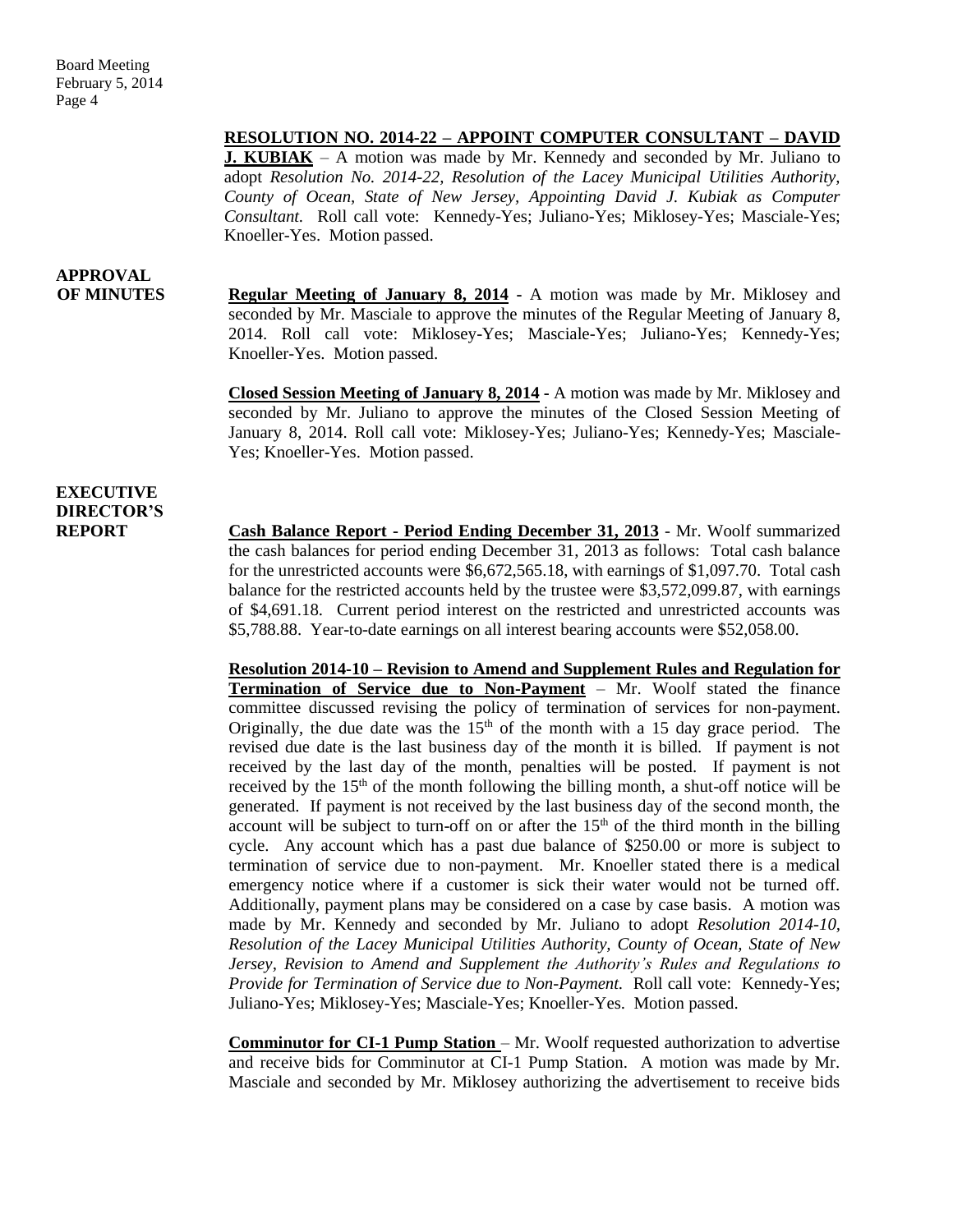**RESOLUTION NO. 2014-22 – APPOINT COMPUTER CONSULTANT – DAVID J. KUBIAK** – A motion was made by Mr. Kennedy and seconded by Mr. Juliano to adopt *Resolution No. 2014-22, Resolution of the Lacey Municipal Utilities Authority, County of Ocean, State of New Jersey, Appointing David J. Kubiak as Computer Consultant.* Roll call vote: Kennedy-Yes; Juliano-Yes; Miklosey-Yes; Masciale-Yes; Knoeller-Yes. Motion passed.

## APPROVAL OF MINUTES

**Regular Meeting of January 8, 2014** - A motion was made by Mr. Miklosey and seconded by Mr. Masciale to approve the minutes of the Regular Meeting of January 8, 2014. Roll call vote: Miklosey-Yes; Masciale-Yes; Juliano-Yes; Kennedy-Yes; Knoeller-Yes. Motion passed.

**Closed Session Meeting of January 8, 2014** - A motion was made by Mr. Miklosey and seconded by Mr. Juliano to approve the minutes of the Closed Session Meeting of January 8, 2014. Roll call vote: Miklosey-Yes; Juliano-Yes; Kennedy-Yes; Masciale-Yes; Knoeller-Yes. Motion passed.

## EXECUTIVE DIRECTOR'S REPORT

**Cash Balance Report - Period Ending December 31, 2013** - Mr. Woolf summarized the cash balances for period ending December 31, 2013 as follows: Total cash balance for the unrestricted accounts were $6,672,565.18, with earnings of $1,097.70. Total cash balance for the restricted accounts held by the trustee were $3,572,099.87, with earnings of $4,691.18. Current period interest on the restricted and unrestricted accounts was $5,788.88. Year-to-date earnings on all interest bearing accounts were $52,058.00.

**Resolution 2014-10 – Revision to Amend and Supplement Rules and Regulation for Termination of Service due to Non-Payment** – Mr. Woolf stated the finance committee discussed revising the policy of termination of services for non-payment. Originally, the due date was the 15th of the month with a 15 day grace period. The revised due date is the last business day of the month it is billed. If payment is not received by the last day of the month, penalties will be posted. If payment is not received by the 15th of the month following the billing month, a shut-off notice will be generated. If payment is not received by the last business day of the second month, the account will be subject to turn-off on or after the 15th of the third month in the billing cycle. Any account which has a past due balance of $250.00 or more is subject to termination of service due to non-payment. Mr. Knoeller stated there is a medical emergency notice where if a customer is sick their water would not be turned off. Additionally, payment plans may be considered on a case by case basis. A motion was made by Mr. Kennedy and seconded by Mr. Juliano to adopt *Resolution 2014-10, Resolution of the Lacey Municipal Utilities Authority, County of Ocean, State of New Jersey, Revision to Amend and Supplement the Authority's Rules and Regulations to Provide for Termination of Service due to Non-Payment.* Roll call vote: Kennedy-Yes; Juliano-Yes; Miklosey-Yes; Masciale-Yes; Knoeller-Yes. Motion passed.

**Comminutor for CI-1 Pump Station** – Mr. Woolf requested authorization to advertise and receive bids for Comminutor at CI-1 Pump Station. A motion was made by Mr. Masciale and seconded by Mr. Miklosey authorizing the advertisement to receive bids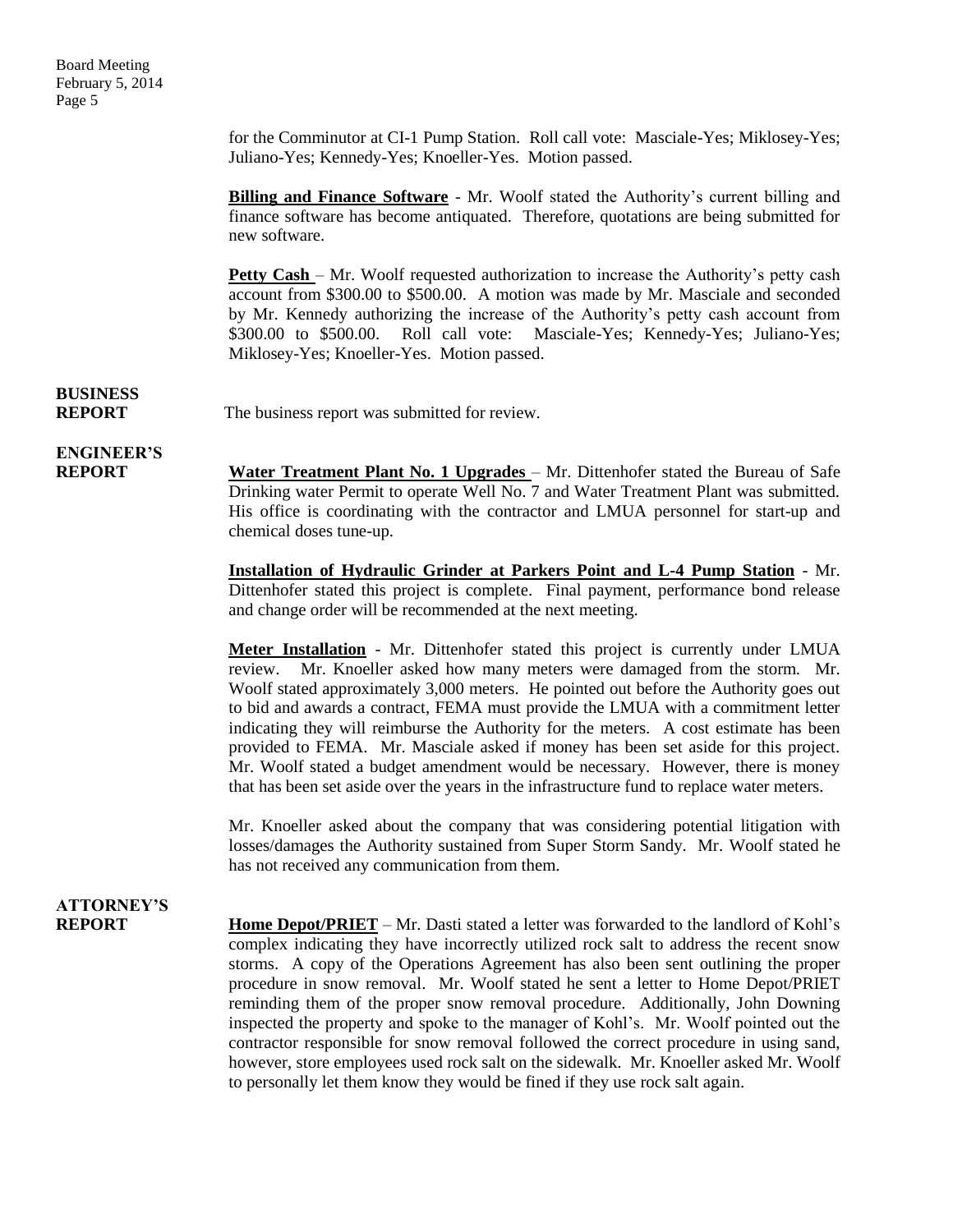for the Comminutor at CI-1 Pump Station. Roll call vote: Masciale-Yes; Miklosey-Yes; Juliano-Yes; Kennedy-Yes; Knoeller-Yes. Motion passed.

**Billing and Finance Software** - Mr. Woolf stated the Authority's current billing and finance software has become antiquated. Therefore, quotations are being submitted for new software.

**Petty Cash** – Mr. Woolf requested authorization to increase the Authority's petty cash account from \$300.00 to \$500.00. A motion was made by Mr. Masciale and seconded by Mr. Kennedy authorizing the increase of the Authority's petty cash account from \$300.00 to \$500.00. Roll call vote: Masciale-Yes; Kennedy-Yes; Juliano-Yes; Miklosey-Yes; Knoeller-Yes. Motion passed.

**BUSINESS REPORT**

The business report was submitted for review.

**ENGINEER'S REPORT**

**Water Treatment Plant No. 1 Upgrades** – Mr. Dittenhofer stated the Bureau of Safe Drinking water Permit to operate Well No. 7 and Water Treatment Plant was submitted. His office is coordinating with the contractor and LMUA personnel for start-up and chemical doses tune-up.

**Installation of Hydraulic Grinder at Parkers Point and L-4 Pump Station** - Mr. Dittenhofer stated this project is complete. Final payment, performance bond release and change order will be recommended at the next meeting.

**Meter Installation** - Mr. Dittenhofer stated this project is currently under LMUA review. Mr. Knoeller asked how many meters were damaged from the storm. Mr. Woolf stated approximately 3,000 meters. He pointed out before the Authority goes out to bid and awards a contract, FEMA must provide the LMUA with a commitment letter indicating they will reimburse the Authority for the meters. A cost estimate has been provided to FEMA. Mr. Masciale asked if money has been set aside for this project. Mr. Woolf stated a budget amendment would be necessary. However, there is money that has been set aside over the years in the infrastructure fund to replace water meters.

Mr. Knoeller asked about the company that was considering potential litigation with losses/damages the Authority sustained from Super Storm Sandy. Mr. Woolf stated he has not received any communication from them.

**ATTORNEY'S REPORT**

**Home Depot/PRIET** – Mr. Dasti stated a letter was forwarded to the landlord of Kohl's complex indicating they have incorrectly utilized rock salt to address the recent snow storms. A copy of the Operations Agreement has also been sent outlining the proper procedure in snow removal. Mr. Woolf stated he sent a letter to Home Depot/PRIET reminding them of the proper snow removal procedure. Additionally, John Downing inspected the property and spoke to the manager of Kohl's. Mr. Woolf pointed out the contractor responsible for snow removal followed the correct procedure in using sand, however, store employees used rock salt on the sidewalk. Mr. Knoeller asked Mr. Woolf to personally let them know they would be fined if they use rock salt again.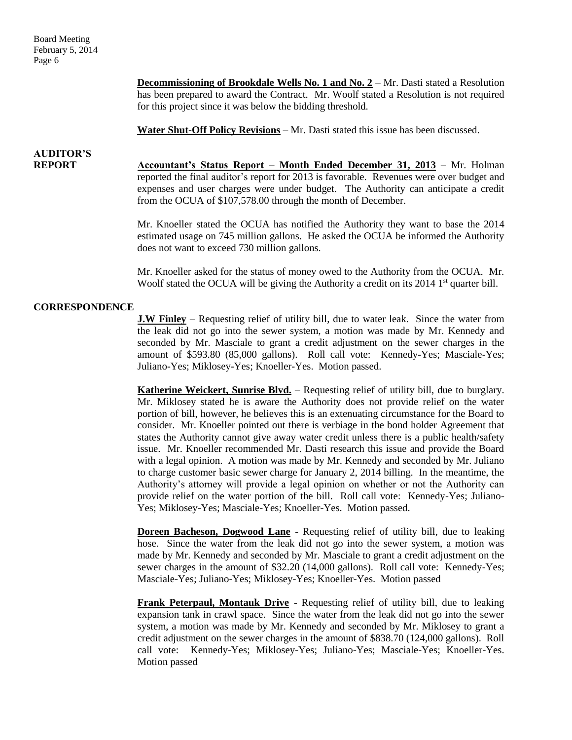**Decommissioning of Brookdale Wells No. 1 and No. 2** – Mr. Dasti stated a Resolution has been prepared to award the Contract. Mr. Woolf stated a Resolution is not required for this project since it was below the bidding threshold.

**Water Shut-Off Policy Revisions** – Mr. Dasti stated this issue has been discussed.

## AUDITOR'S REPORT

**Accountant's Status Report – Month Ended December 31, 2013** – Mr. Holman reported the final auditor's report for 2013 is favorable. Revenues were over budget and expenses and user charges were under budget. The Authority can anticipate a credit from the OCUA of $107,578.00 through the month of December.

Mr. Knoeller stated the OCUA has notified the Authority they want to base the 2014 estimated usage on 745 million gallons. He asked the OCUA be informed the Authority does not want to exceed 730 million gallons.

Mr. Knoeller asked for the status of money owed to the Authority from the OCUA. Mr. Woolf stated the OCUA will be giving the Authority a credit on its 2014 1st quarter bill.

## CORRESPONDENCE

**J.W Finley** – Requesting relief of utility bill, due to water leak. Since the water from the leak did not go into the sewer system, a motion was made by Mr. Kennedy and seconded by Mr. Masciale to grant a credit adjustment on the sewer charges in the amount of $593.80 (85,000 gallons). Roll call vote: Kennedy-Yes; Masciale-Yes; Juliano-Yes; Miklosey-Yes; Knoeller-Yes. Motion passed.

**Katherine Weickert, Sunrise Blvd.** – Requesting relief of utility bill, due to burglary. Mr. Miklosey stated he is aware the Authority does not provide relief on the water portion of bill, however, he believes this is an extenuating circumstance for the Board to consider. Mr. Knoeller pointed out there is verbiage in the bond holder Agreement that states the Authority cannot give away water credit unless there is a public health/safety issue. Mr. Knoeller recommended Mr. Dasti research this issue and provide the Board with a legal opinion. A motion was made by Mr. Kennedy and seconded by Mr. Juliano to charge customer basic sewer charge for January 2, 2014 billing. In the meantime, the Authority's attorney will provide a legal opinion on whether or not the Authority can provide relief on the water portion of the bill. Roll call vote: Kennedy-Yes; Juliano-Yes; Miklosey-Yes; Masciale-Yes; Knoeller-Yes. Motion passed.

**Doreen Bacheson, Dogwood Lane** - Requesting relief of utility bill, due to leaking hose. Since the water from the leak did not go into the sewer system, a motion was made by Mr. Kennedy and seconded by Mr. Masciale to grant a credit adjustment on the sewer charges in the amount of $32.20 (14,000 gallons). Roll call vote: Kennedy-Yes; Masciale-Yes; Juliano-Yes; Miklosey-Yes; Knoeller-Yes. Motion passed

**Frank Peterpaul, Montauk Drive** - Requesting relief of utility bill, due to leaking expansion tank in crawl space. Since the water from the leak did not go into the sewer system, a motion was made by Mr. Kennedy and seconded by Mr. Miklosey to grant a credit adjustment on the sewer charges in the amount of $838.70 (124,000 gallons). Roll call vote: Kennedy-Yes; Miklosey-Yes; Juliano-Yes; Masciale-Yes; Knoeller-Yes. Motion passed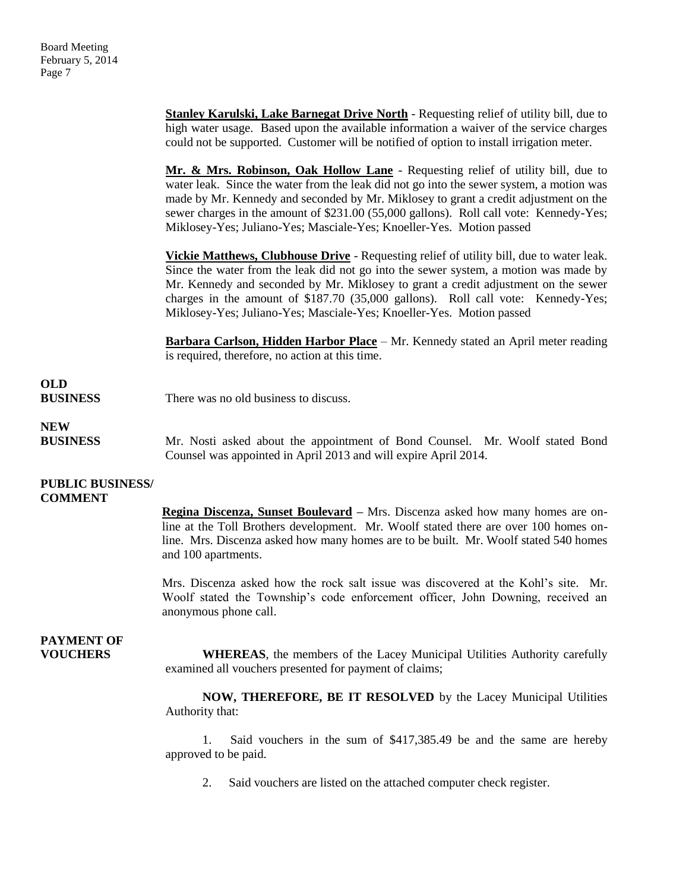**Stanley Karulski, Lake Barnegat Drive North** - Requesting relief of utility bill, due to high water usage. Based upon the available information a waiver of the service charges could not be supported. Customer will be notified of option to install irrigation meter.

**Mr. & Mrs. Robinson, Oak Hollow Lane** - Requesting relief of utility bill, due to water leak. Since the water from the leak did not go into the sewer system, a motion was made by Mr. Kennedy and seconded by Mr. Miklosey to grant a credit adjustment on the sewer charges in the amount of $231.00 (55,000 gallons). Roll call vote: Kennedy-Yes; Miklosey-Yes; Juliano-Yes; Masciale-Yes; Knoeller-Yes. Motion passed

**Vickie Matthews, Clubhouse Drive** - Requesting relief of utility bill, due to water leak. Since the water from the leak did not go into the sewer system, a motion was made by Mr. Kennedy and seconded by Mr. Miklosey to grant a credit adjustment on the sewer charges in the amount of $187.70 (35,000 gallons). Roll call vote: Kennedy-Yes; Miklosey-Yes; Juliano-Yes; Masciale-Yes; Knoeller-Yes. Motion passed

**Barbara Carlson, Hidden Harbor Place** – Mr. Kennedy stated an April meter reading is required, therefore, no action at this time.

**OLD BUSINESS**

There was no old business to discuss.

**NEW BUSINESS**

Mr. Nosti asked about the appointment of Bond Counsel. Mr. Woolf stated Bond Counsel was appointed in April 2013 and will expire April 2014.

**PUBLIC BUSINESS/ COMMENT**

**Regina Discenza, Sunset Boulevard** – Mrs. Discenza asked how many homes are on-line at the Toll Brothers development. Mr. Woolf stated there are over 100 homes on-line. Mrs. Discenza asked how many homes are to be built. Mr. Woolf stated 540 homes and 100 apartments.

Mrs. Discenza asked how the rock salt issue was discovered at the Kohl's site. Mr. Woolf stated the Township's code enforcement officer, John Downing, received an anonymous phone call.

**PAYMENT OF VOUCHERS**

**WHEREAS**, the members of the Lacey Municipal Utilities Authority carefully examined all vouchers presented for payment of claims;

**NOW, THEREFORE, BE IT RESOLVED** by the Lacey Municipal Utilities Authority that:

1. Said vouchers in the sum of $417,385.49 be and the same are hereby approved to be paid.

2. Said vouchers are listed on the attached computer check register.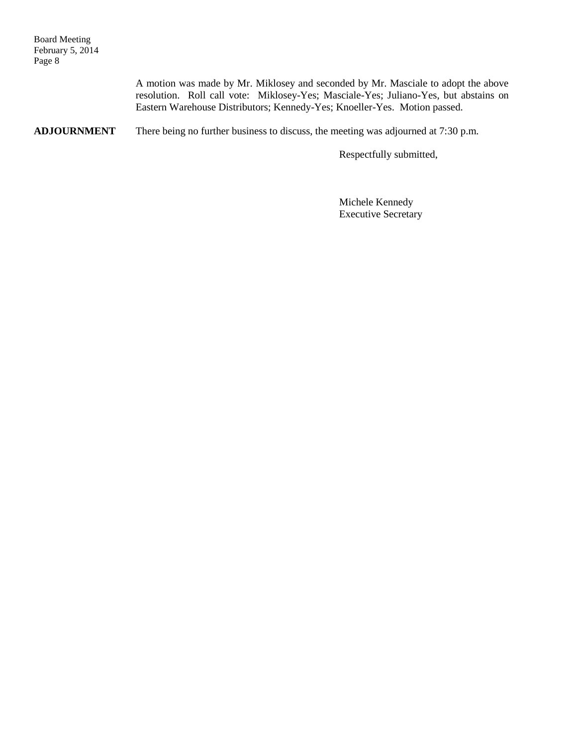A motion was made by Mr. Miklosey and seconded by Mr. Masciale to adopt the above resolution. Roll call vote: Miklosey-Yes; Masciale-Yes; Juliano-Yes, but abstains on Eastern Warehouse Distributors; Kennedy-Yes; Knoeller-Yes. Motion passed.

**ADJOURNMENT** There being no further business to discuss, the meeting was adjourned at 7:30 p.m.

Respectfully submitted,

Michele Kennedy
Executive Secretary